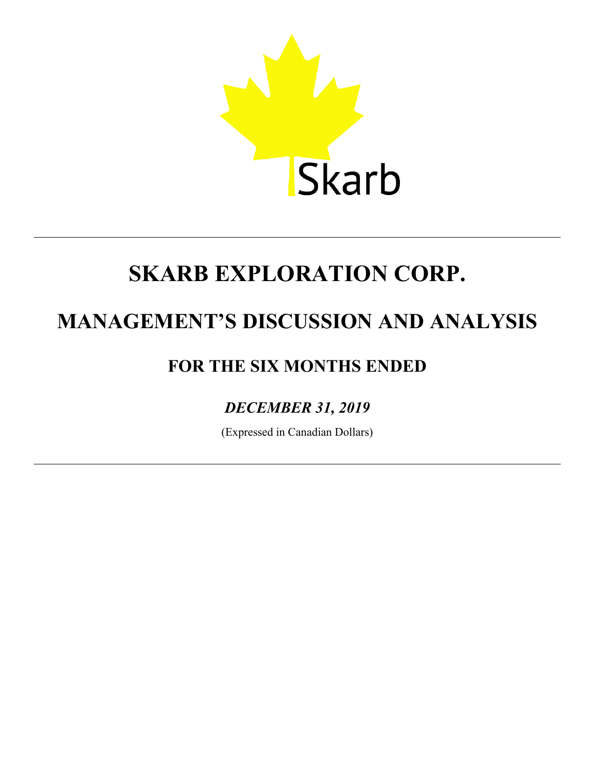Skarb

# SKARB EXPLORATION CORP.

# MANAGEMENT'S DISCUSSION AND ANALYSIS

## FOR THE SIX MONTHS ENDED

### *DECEMBER 31, 2019*

(Expressed in Canadian Dollars)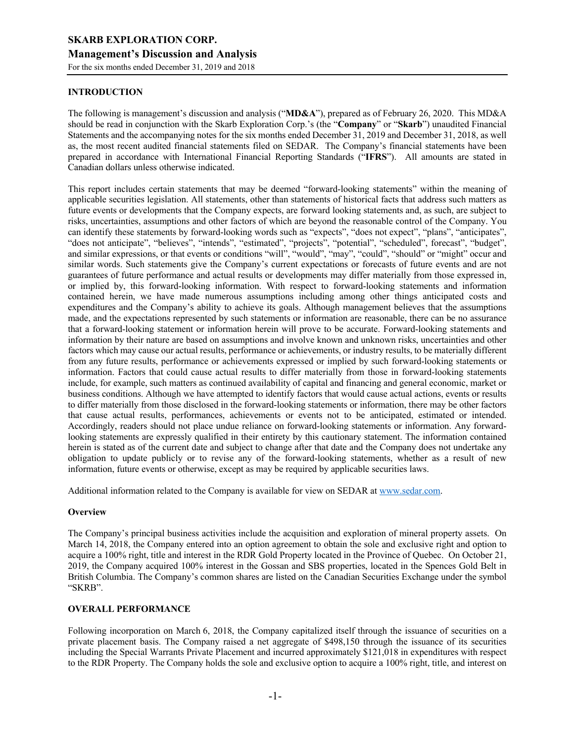## INTRODUCTION

The following is management's discussion and analysis ("**MD&A**"), prepared as of February 26, 2020. This MD&A should be read in conjunction with the Skarb Exploration Corp.'s (the "**Company**" or "**Skarb**") unaudited Financial Statements and the accompanying notes for the six months ended December 31, 2019 and December 31, 2018, as well as, the most recent audited financial statements filed on SEDAR. The Company's financial statements have been prepared in accordance with International Financial Reporting Standards ("**IFRS**"). All amounts are stated in Canadian dollars unless otherwise indicated.

This report includes certain statements that may be deemed "forward-looking statements" within the meaning of applicable securities legislation. All statements, other than statements of historical facts that address such matters as future events or developments that the Company expects, are forward looking statements and, as such, are subject to risks, uncertainties, assumptions and other factors of which are beyond the reasonable control of the Company. You can identify these statements by forward-looking words such as "expects", "does not expect", "plans", "anticipates", "does not anticipate", "believes", "intends", "estimated", "projects", "potential", "scheduled", forecast", "budget", and similar expressions, or that events or conditions "will", "would", "may", "could", "should" or "might" occur and similar words. Such statements give the Company's current expectations or forecasts of future events and are not guarantees of future performance and actual results or developments may differ materially from those expressed in, or implied by, this forward-looking information. With respect to forward-looking statements and information contained herein, we have made numerous assumptions including among other things anticipated costs and expenditures and the Company's ability to achieve its goals. Although management believes that the assumptions made, and the expectations represented by such statements or information are reasonable, there can be no assurance that a forward-looking statement or information herein will prove to be accurate. Forward-looking statements and information by their nature are based on assumptions and involve known and unknown risks, uncertainties and other factors which may cause our actual results, performance or achievements, or industry results, to be materially different from any future results, performance or achievements expressed or implied by such forward-looking statements or information. Factors that could cause actual results to differ materially from those in forward-looking statements include, for example, such matters as continued availability of capital and financing and general economic, market or business conditions. Although we have attempted to identify factors that would cause actual actions, events or results to differ materially from those disclosed in the forward-looking statements or information, there may be other factors that cause actual results, performances, achievements or events not to be anticipated, estimated or intended. Accordingly, readers should not place undue reliance on forward-looking statements or information. Any forward-looking statements are expressly qualified in their entirety by this cautionary statement. The information contained herein is stated as of the current date and subject to change after that date and the Company does not undertake any obligation to update publicly or to revise any of the forward-looking statements, whether as a result of new information, future events or otherwise, except as may be required by applicable securities laws.

Additional information related to the Company is available for view on SEDAR at www.sedar.com.

### Overview

The Company's principal business activities include the acquisition and exploration of mineral property assets. On March 14, 2018, the Company entered into an option agreement to obtain the sole and exclusive right and option to acquire a 100% right, title and interest in the RDR Gold Property located in the Province of Quebec. On October 21, 2019, the Company acquired 100% interest in the Gossan and SBS properties, located in the Spences Gold Belt in British Columbia. The Company's common shares are listed on the Canadian Securities Exchange under the symbol "SKRB".

## OVERALL PERFORMANCE

Following incorporation on March 6, 2018, the Company capitalized itself through the issuance of securities on a private placement basis. The Company raised a net aggregate of $498,150 through the issuance of its securities including the Special Warrants Private Placement and incurred approximately $121,018 in expenditures with respect to the RDR Property. The Company holds the sole and exclusive option to acquire a 100% right, title, and interest on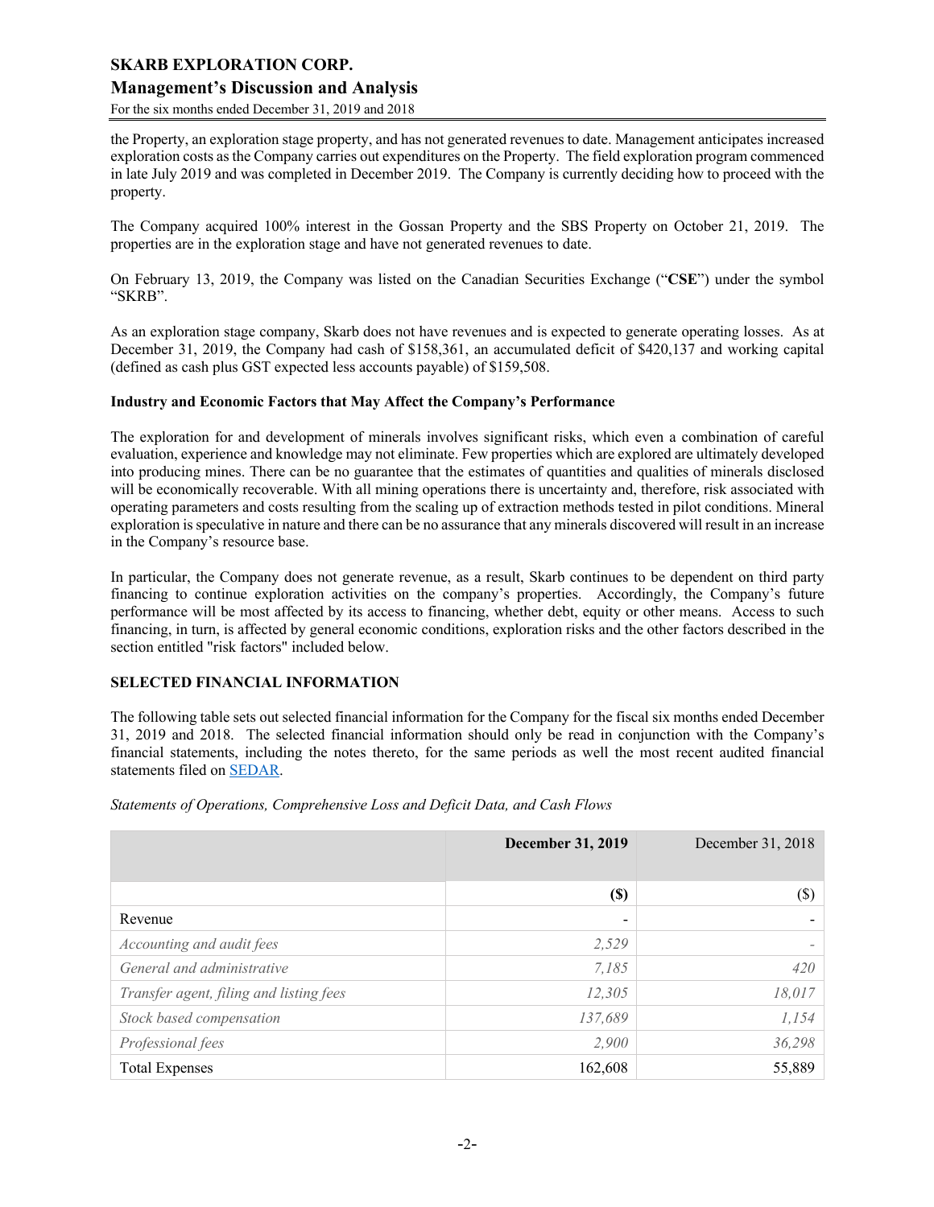the Property, an exploration stage property, and has not generated revenues to date. Management anticipates increased exploration costs as the Company carries out expenditures on the Property. The field exploration program commenced in late July 2019 and was completed in December 2019. The Company is currently deciding how to proceed with the property.

The Company acquired 100% interest in the Gossan Property and the SBS Property on October 21, 2019. The properties are in the exploration stage and have not generated revenues to date.

On February 13, 2019, the Company was listed on the Canadian Securities Exchange ("**CSE**") under the symbol "SKRB".

As an exploration stage company, Skarb does not have revenues and is expected to generate operating losses. As at December 31, 2019, the Company had cash of $158,361, an accumulated deficit of $420,137 and working capital (defined as cash plus GST expected less accounts payable) of $159,508.

**Industry and Economic Factors that May Affect the Company's Performance**

The exploration for and development of minerals involves significant risks, which even a combination of careful evaluation, experience and knowledge may not eliminate. Few properties which are explored are ultimately developed into producing mines. There can be no guarantee that the estimates of quantities and qualities of minerals disclosed will be economically recoverable. With all mining operations there is uncertainty and, therefore, risk associated with operating parameters and costs resulting from the scaling up of extraction methods tested in pilot conditions. Mineral exploration is speculative in nature and there can be no assurance that any minerals discovered will result in an increase in the Company's resource base.

In particular, the Company does not generate revenue, as a result, Skarb continues to be dependent on third party financing to continue exploration activities on the company's properties. Accordingly, the Company's future performance will be most affected by its access to financing, whether debt, equity or other means. Access to such financing, in turn, is affected by general economic conditions, exploration risks and the other factors described in the section entitled "risk factors" included below.

**SELECTED FINANCIAL INFORMATION**

The following table sets out selected financial information for the Company for the fiscal six months ended December 31, 2019 and 2018. The selected financial information should only be read in conjunction with the Company's financial statements, including the notes thereto, for the same periods as well the most recent audited financial statements filed on SEDAR.

*Statements of Operations, Comprehensive Loss and Deficit Data, and Cash Flows*

| | **December 31, 2019** | December 31, 2018 |
|---|---|---|
| | **($)** | ($) |
| Revenue | - | - |
| *Accounting and audit fees* | *2,529* | *-* |
| *General and administrative* | *7,185* | *420* |
| *Transfer agent, filing and listing fees* | *12,305* | *18,017* |
| *Stock based compensation* | *137,689* | *1,154* |
| *Professional fees* | *2,900* | *36,298* |
| Total Expenses | 162,608 | 55,889 |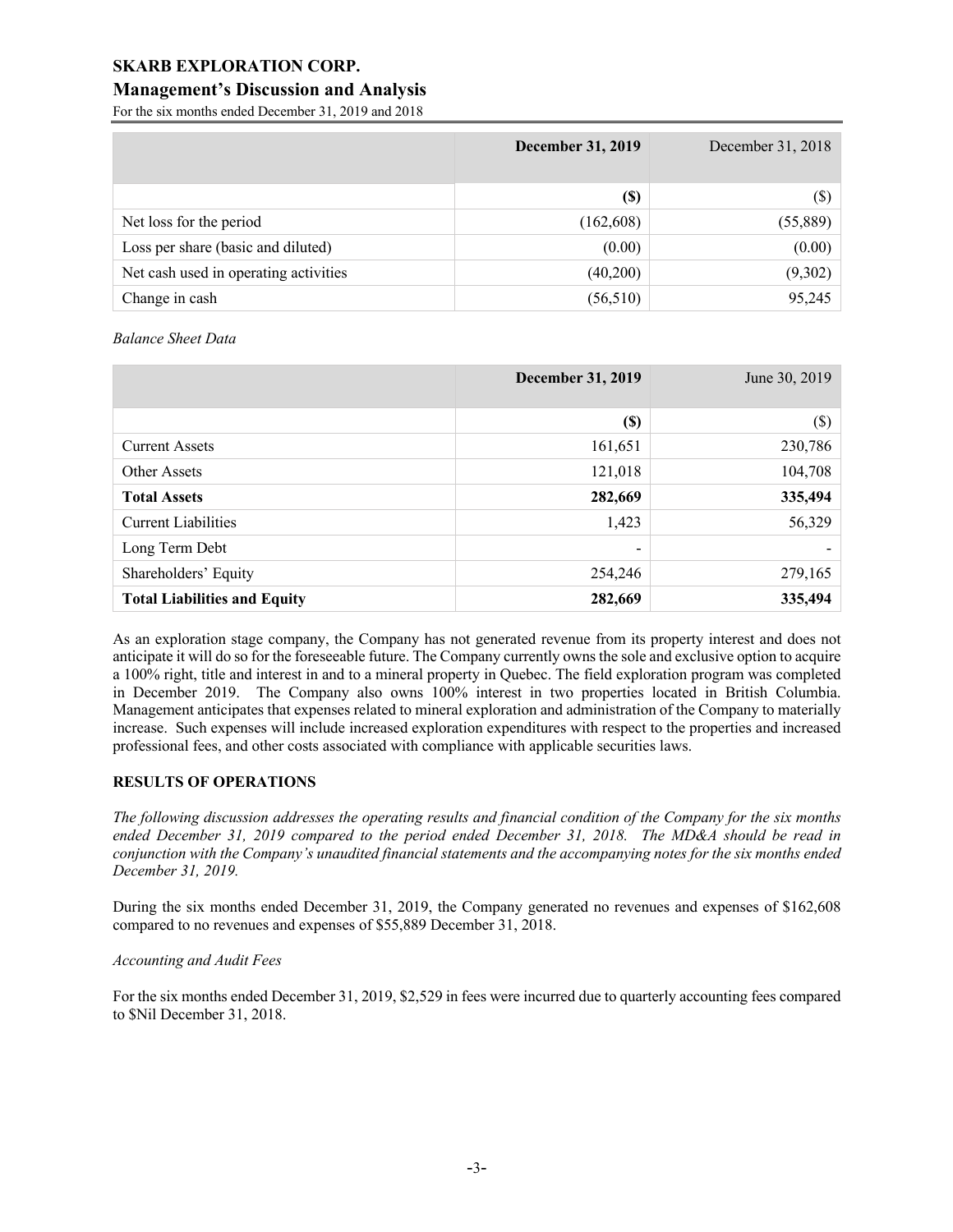| | **December 31, 2019** | December 31, 2018 |
|---|---|---|
| | **($)** | ($) |
| Net loss for the period | (162,608) | (55,889) |
| Loss per share (basic and diluted) | (0.00) | (0.00) |
| Net cash used in operating activities | (40,200) | (9,302) |
| Change in cash | (56,510) | 95,245 |

*Balance Sheet Data*

| | **December 31, 2019** | June 30, 2019 |
|---|---|---|
| | **($)** | ($) |
| Current Assets | 161,651 | 230,786 |
| Other Assets | 121,018 | 104,708 |
| **Total Assets** | **282,669** | **335,494** |
| Current Liabilities | 1,423 | 56,329 |
| Long Term Debt | - | - |
| Shareholders' Equity | 254,246 | 279,165 |
| **Total Liabilities and Equity** | **282,669** | **335,494** |

As an exploration stage company, the Company has not generated revenue from its property interest and does not anticipate it will do so for the foreseeable future. The Company currently owns the sole and exclusive option to acquire a 100% right, title and interest in and to a mineral property in Quebec. The field exploration program was completed in December 2019. The Company also owns 100% interest in two properties located in British Columbia. Management anticipates that expenses related to mineral exploration and administration of the Company to materially increase. Such expenses will include increased exploration expenditures with respect to the properties and increased professional fees, and other costs associated with compliance with applicable securities laws.

## RESULTS OF OPERATIONS

*The following discussion addresses the operating results and financial condition of the Company for the six months ended December 31, 2019 compared to the period ended December 31, 2018. The MD&A should be read in conjunction with the Company's unaudited financial statements and the accompanying notes for the six months ended December 31, 2019.*

During the six months ended December 31, 2019, the Company generated no revenues and expenses of $162,608 compared to no revenues and expenses of $55,889 December 31, 2018.

*Accounting and Audit Fees*

For the six months ended December 31, 2019, $2,529 in fees were incurred due to quarterly accounting fees compared to $Nil December 31, 2018.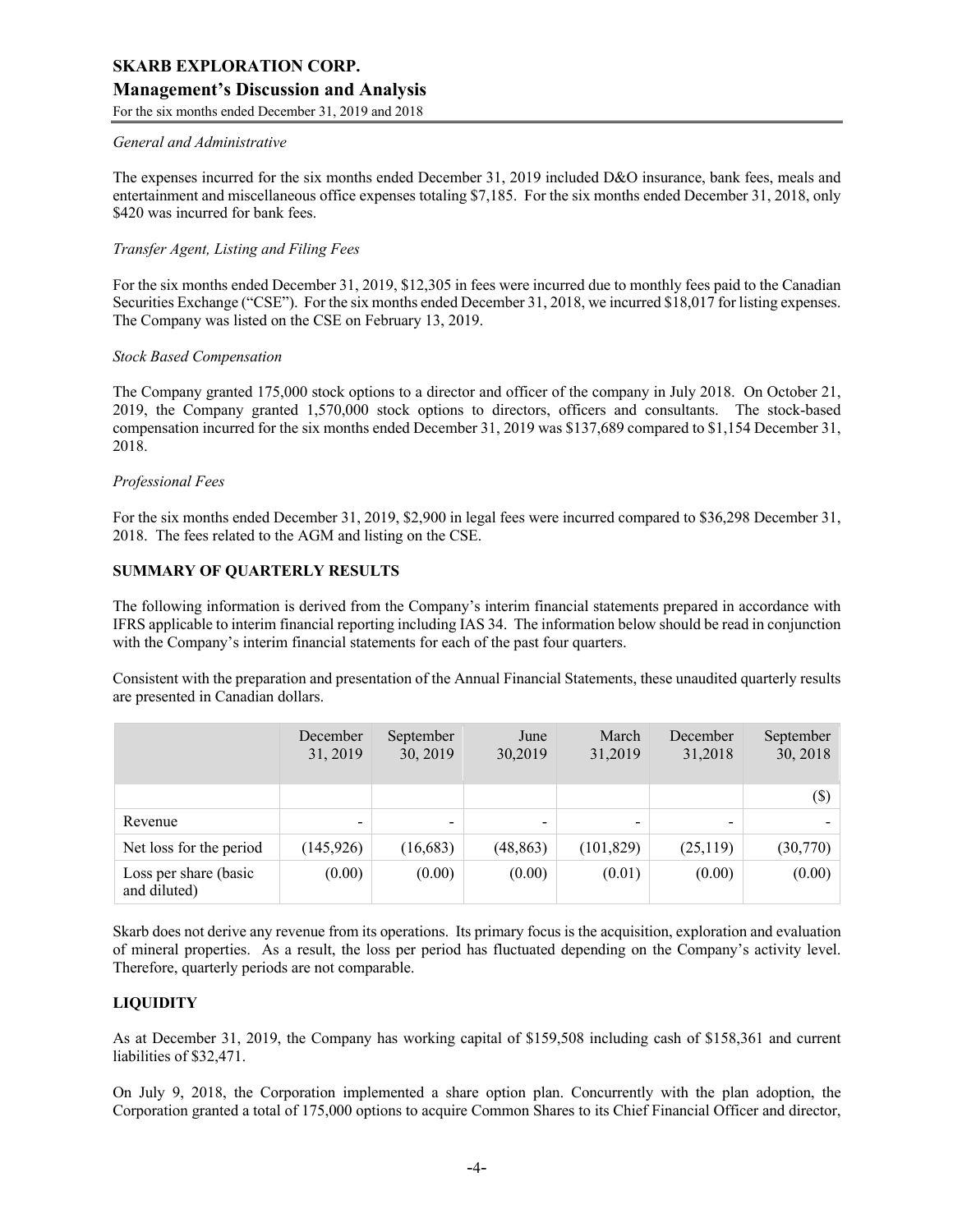*General and Administrative*

The expenses incurred for the six months ended December 31, 2019 included D&O insurance, bank fees, meals and entertainment and miscellaneous office expenses totaling $7,185. For the six months ended December 31, 2018, only $420 was incurred for bank fees.

*Transfer Agent, Listing and Filing Fees*

For the six months ended December 31, 2019, $12,305 in fees were incurred due to monthly fees paid to the Canadian Securities Exchange ("CSE"). For the six months ended December 31, 2018, we incurred $18,017 for listing expenses. The Company was listed on the CSE on February 13, 2019.

*Stock Based Compensation*

The Company granted 175,000 stock options to a director and officer of the company in July 2018. On October 21, 2019, the Company granted 1,570,000 stock options to directors, officers and consultants. The stock-based compensation incurred for the six months ended December 31, 2019 was $137,689 compared to $1,154 December 31, 2018.

*Professional Fees*

For the six months ended December 31, 2019, $2,900 in legal fees were incurred compared to $36,298 December 31, 2018. The fees related to the AGM and listing on the CSE.

## SUMMARY OF QUARTERLY RESULTS

The following information is derived from the Company's interim financial statements prepared in accordance with IFRS applicable to interim financial reporting including IAS 34. The information below should be read in conjunction with the Company's interim financial statements for each of the past four quarters.

Consistent with the preparation and presentation of the Annual Financial Statements, these unaudited quarterly results are presented in Canadian dollars.

| | December 31, 2019 | September 30, 2019 | June 30,2019 | March 31,2019 | December 31,2018 | September 30, 2018 |
|---|---|---|---|---|---|---|
| | | | | | | ($) |
| Revenue | - | - | - | - | - | - |
| Net loss for the period | (145,926) | (16,683) | (48,863) | (101,829) | (25,119) | (30,770) |
| Loss per share (basic and diluted) | (0.00) | (0.00) | (0.00) | (0.01) | (0.00) | (0.00) |

Skarb does not derive any revenue from its operations. Its primary focus is the acquisition, exploration and evaluation of mineral properties. As a result, the loss per period has fluctuated depending on the Company's activity level. Therefore, quarterly periods are not comparable.

## LIQUIDITY

As at December 31, 2019, the Company has working capital of $159,508 including cash of $158,361 and current liabilities of $32,471.

On July 9, 2018, the Corporation implemented a share option plan. Concurrently with the plan adoption, the Corporation granted a total of 175,000 options to acquire Common Shares to its Chief Financial Officer and director,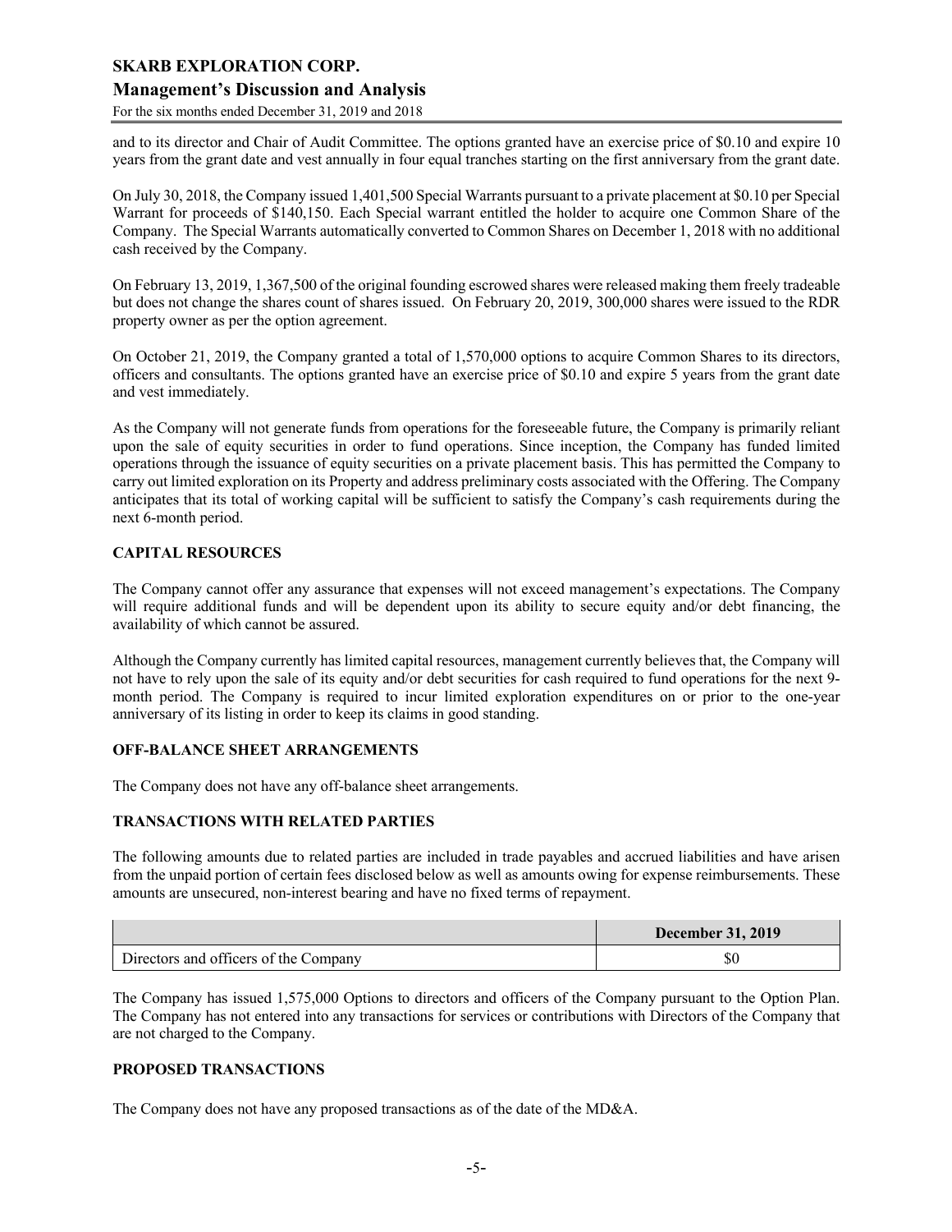and to its director and Chair of Audit Committee. The options granted have an exercise price of $0.10 and expire 10 years from the grant date and vest annually in four equal tranches starting on the first anniversary from the grant date.

On July 30, 2018, the Company issued 1,401,500 Special Warrants pursuant to a private placement at $0.10 per Special Warrant for proceeds of $140,150. Each Special warrant entitled the holder to acquire one Common Share of the Company. The Special Warrants automatically converted to Common Shares on December 1, 2018 with no additional cash received by the Company.

On February 13, 2019, 1,367,500 of the original founding escrowed shares were released making them freely tradeable but does not change the shares count of shares issued. On February 20, 2019, 300,000 shares were issued to the RDR property owner as per the option agreement.

On October 21, 2019, the Company granted a total of 1,570,000 options to acquire Common Shares to its directors, officers and consultants. The options granted have an exercise price of $0.10 and expire 5 years from the grant date and vest immediately.

As the Company will not generate funds from operations for the foreseeable future, the Company is primarily reliant upon the sale of equity securities in order to fund operations. Since inception, the Company has funded limited operations through the issuance of equity securities on a private placement basis. This has permitted the Company to carry out limited exploration on its Property and address preliminary costs associated with the Offering. The Company anticipates that its total of working capital will be sufficient to satisfy the Company's cash requirements during the next 6-month period.

### CAPITAL RESOURCES

The Company cannot offer any assurance that expenses will not exceed management's expectations. The Company will require additional funds and will be dependent upon its ability to secure equity and/or debt financing, the availability of which cannot be assured.

Although the Company currently has limited capital resources, management currently believes that, the Company will not have to rely upon the sale of its equity and/or debt securities for cash required to fund operations for the next 9-month period. The Company is required to incur limited exploration expenditures on or prior to the one-year anniversary of its listing in order to keep its claims in good standing.

### OFF-BALANCE SHEET ARRANGEMENTS

The Company does not have any off-balance sheet arrangements.

### TRANSACTIONS WITH RELATED PARTIES

The following amounts due to related parties are included in trade payables and accrued liabilities and have arisen from the unpaid portion of certain fees disclosed below as well as amounts owing for expense reimbursements. These amounts are unsecured, non-interest bearing and have no fixed terms of repayment.

| | December 31, 2019 |
|---|---|
| Directors and officers of the Company | $0 |

The Company has issued 1,575,000 Options to directors and officers of the Company pursuant to the Option Plan. The Company has not entered into any transactions for services or contributions with Directors of the Company that are not charged to the Company.

### PROPOSED TRANSACTIONS

The Company does not have any proposed transactions as of the date of the MD&A.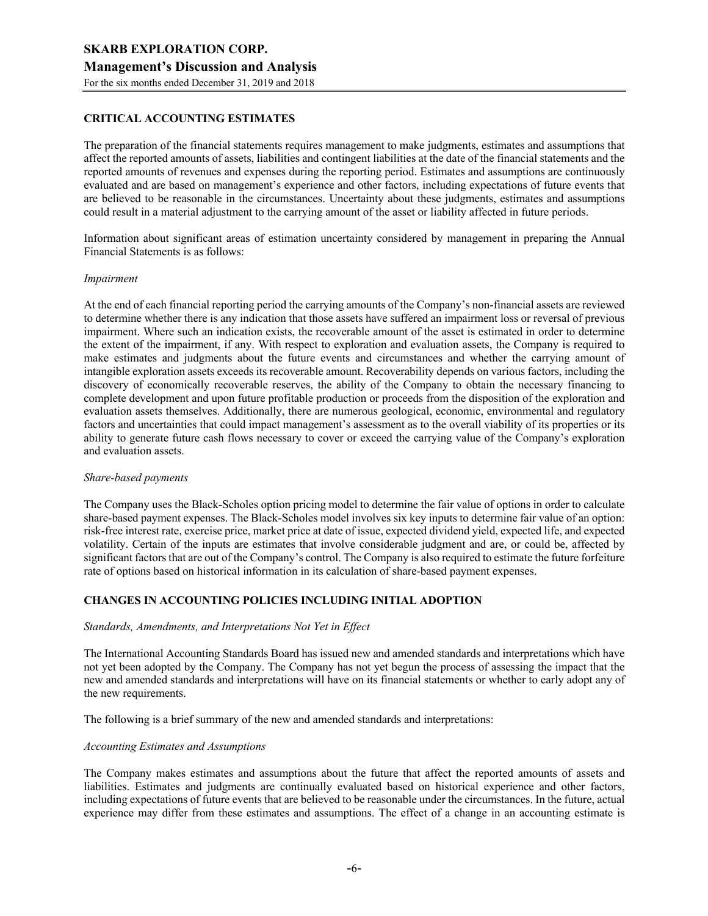## CRITICAL ACCOUNTING ESTIMATES

The preparation of the financial statements requires management to make judgments, estimates and assumptions that affect the reported amounts of assets, liabilities and contingent liabilities at the date of the financial statements and the reported amounts of revenues and expenses during the reporting period. Estimates and assumptions are continuously evaluated and are based on management's experience and other factors, including expectations of future events that are believed to be reasonable in the circumstances. Uncertainty about these judgments, estimates and assumptions could result in a material adjustment to the carrying amount of the asset or liability affected in future periods.

Information about significant areas of estimation uncertainty considered by management in preparing the Annual Financial Statements is as follows:

*Impairment*

At the end of each financial reporting period the carrying amounts of the Company's non-financial assets are reviewed to determine whether there is any indication that those assets have suffered an impairment loss or reversal of previous impairment. Where such an indication exists, the recoverable amount of the asset is estimated in order to determine the extent of the impairment, if any. With respect to exploration and evaluation assets, the Company is required to make estimates and judgments about the future events and circumstances and whether the carrying amount of intangible exploration assets exceeds its recoverable amount. Recoverability depends on various factors, including the discovery of economically recoverable reserves, the ability of the Company to obtain the necessary financing to complete development and upon future profitable production or proceeds from the disposition of the exploration and evaluation assets themselves. Additionally, there are numerous geological, economic, environmental and regulatory factors and uncertainties that could impact management's assessment as to the overall viability of its properties or its ability to generate future cash flows necessary to cover or exceed the carrying value of the Company's exploration and evaluation assets.

*Share-based payments*

The Company uses the Black-Scholes option pricing model to determine the fair value of options in order to calculate share-based payment expenses. The Black-Scholes model involves six key inputs to determine fair value of an option: risk-free interest rate, exercise price, market price at date of issue, expected dividend yield, expected life, and expected volatility. Certain of the inputs are estimates that involve considerable judgment and are, or could be, affected by significant factors that are out of the Company's control. The Company is also required to estimate the future forfeiture rate of options based on historical information in its calculation of share-based payment expenses.

## CHANGES IN ACCOUNTING POLICIES INCLUDING INITIAL ADOPTION

*Standards, Amendments, and Interpretations Not Yet in Effect*

The International Accounting Standards Board has issued new and amended standards and interpretations which have not yet been adopted by the Company. The Company has not yet begun the process of assessing the impact that the new and amended standards and interpretations will have on its financial statements or whether to early adopt any of the new requirements.

The following is a brief summary of the new and amended standards and interpretations:

*Accounting Estimates and Assumptions*

The Company makes estimates and assumptions about the future that affect the reported amounts of assets and liabilities. Estimates and judgments are continually evaluated based on historical experience and other factors, including expectations of future events that are believed to be reasonable under the circumstances. In the future, actual experience may differ from these estimates and assumptions. The effect of a change in an accounting estimate is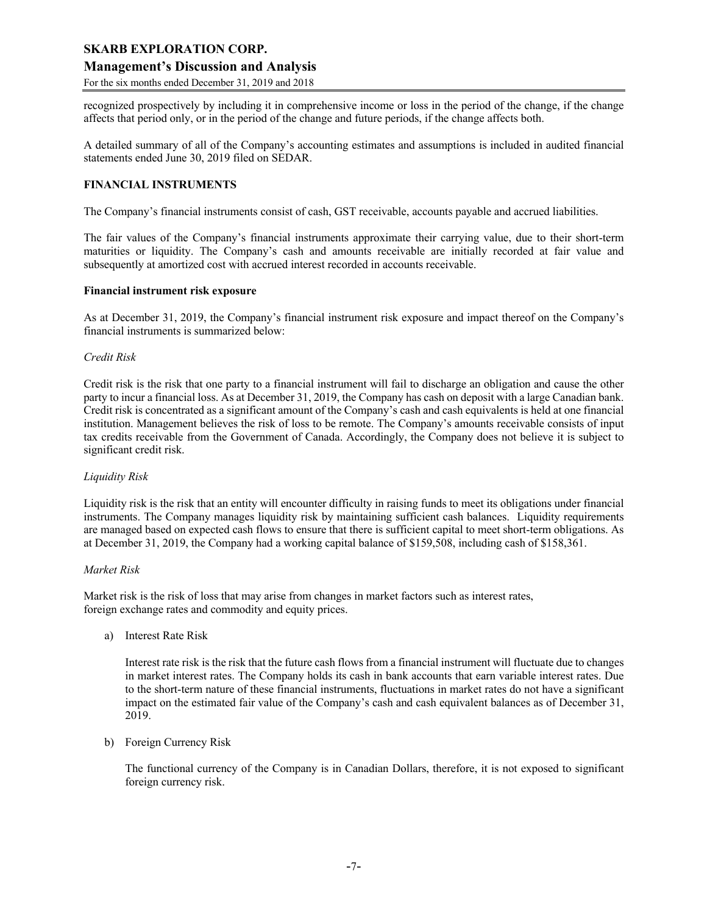recognized prospectively by including it in comprehensive income or loss in the period of the change, if the change affects that period only, or in the period of the change and future periods, if the change affects both.

A detailed summary of all of the Company's accounting estimates and assumptions is included in audited financial statements ended June 30, 2019 filed on SEDAR.

**FINANCIAL INSTRUMENTS**

The Company's financial instruments consist of cash, GST receivable, accounts payable and accrued liabilities.

The fair values of the Company's financial instruments approximate their carrying value, due to their short-term maturities or liquidity. The Company's cash and amounts receivable are initially recorded at fair value and subsequently at amortized cost with accrued interest recorded in accounts receivable.

**Financial instrument risk exposure**

As at December 31, 2019, the Company's financial instrument risk exposure and impact thereof on the Company's financial instruments is summarized below:

*Credit Risk*

Credit risk is the risk that one party to a financial instrument will fail to discharge an obligation and cause the other party to incur a financial loss. As at December 31, 2019, the Company has cash on deposit with a large Canadian bank. Credit risk is concentrated as a significant amount of the Company's cash and cash equivalents is held at one financial institution. Management believes the risk of loss to be remote. The Company's amounts receivable consists of input tax credits receivable from the Government of Canada. Accordingly, the Company does not believe it is subject to significant credit risk.

*Liquidity Risk*

Liquidity risk is the risk that an entity will encounter difficulty in raising funds to meet its obligations under financial instruments. The Company manages liquidity risk by maintaining sufficient cash balances. Liquidity requirements are managed based on expected cash flows to ensure that there is sufficient capital to meet short-term obligations. As at December 31, 2019, the Company had a working capital balance of $159,508, including cash of $158,361.

*Market Risk*

Market risk is the risk of loss that may arise from changes in market factors such as interest rates, foreign exchange rates and commodity and equity prices.

a) Interest Rate Risk

   Interest rate risk is the risk that the future cash flows from a financial instrument will fluctuate due to changes in market interest rates. The Company holds its cash in bank accounts that earn variable interest rates. Due to the short-term nature of these financial instruments, fluctuations in market rates do not have a significant impact on the estimated fair value of the Company's cash and cash equivalent balances as of December 31, 2019.

b) Foreign Currency Risk

   The functional currency of the Company is in Canadian Dollars, therefore, it is not exposed to significant foreign currency risk.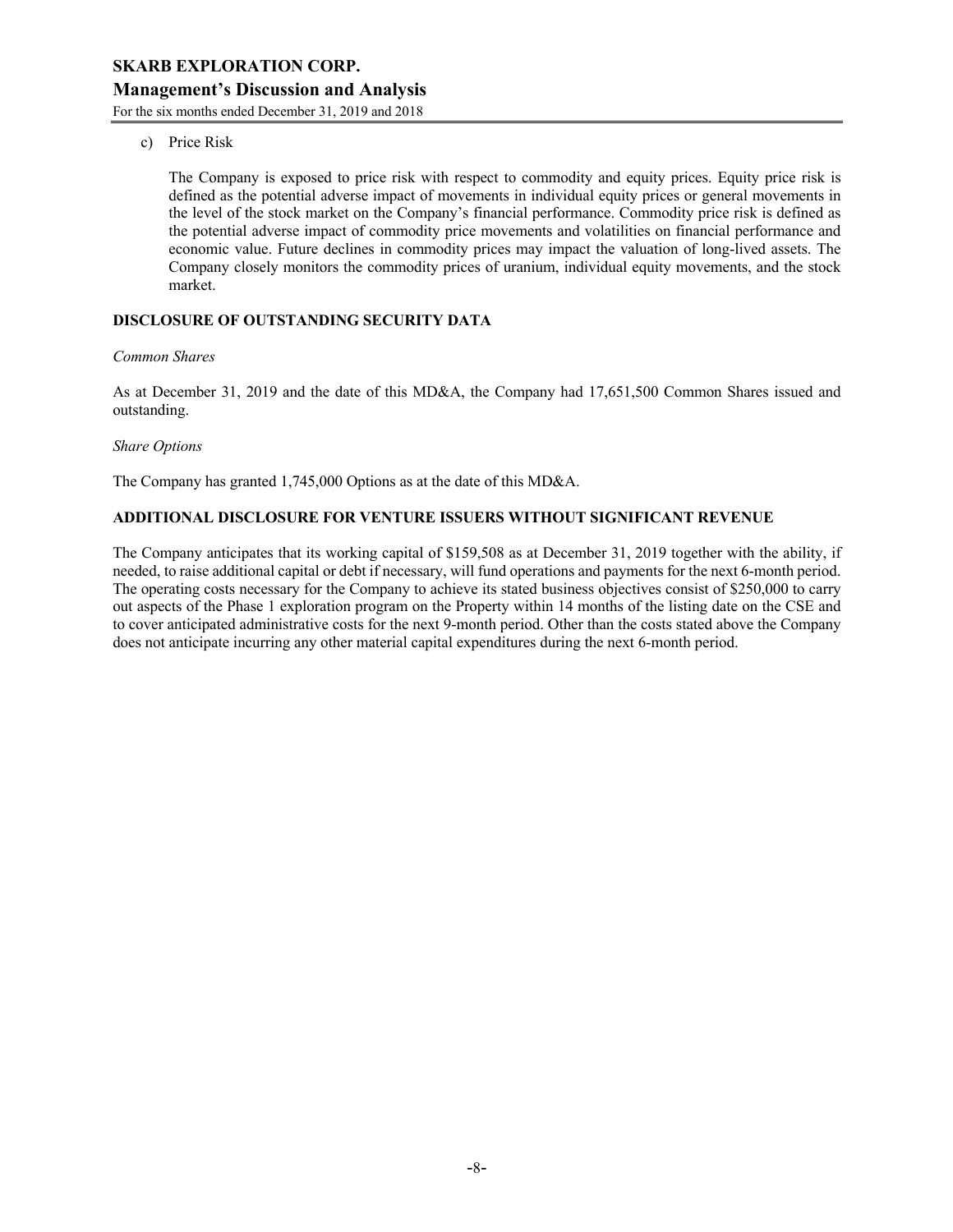c) Price Risk

The Company is exposed to price risk with respect to commodity and equity prices. Equity price risk is defined as the potential adverse impact of movements in individual equity prices or general movements in the level of the stock market on the Company's financial performance. Commodity price risk is defined as the potential adverse impact of commodity price movements and volatilities on financial performance and economic value. Future declines in commodity prices may impact the valuation of long-lived assets. The Company closely monitors the commodity prices of uranium, individual equity movements, and the stock market.

## DISCLOSURE OF OUTSTANDING SECURITY DATA

*Common Shares*

As at December 31, 2019 and the date of this MD&A, the Company had 17,651,500 Common Shares issued and outstanding.

*Share Options*

The Company has granted 1,745,000 Options as at the date of this MD&A.

## ADDITIONAL DISCLOSURE FOR VENTURE ISSUERS WITHOUT SIGNIFICANT REVENUE

The Company anticipates that its working capital of $159,508 as at December 31, 2019 together with the ability, if needed, to raise additional capital or debt if necessary, will fund operations and payments for the next 6-month period. The operating costs necessary for the Company to achieve its stated business objectives consist of $250,000 to carry out aspects of the Phase 1 exploration program on the Property within 14 months of the listing date on the CSE and to cover anticipated administrative costs for the next 9-month period. Other than the costs stated above the Company does not anticipate incurring any other material capital expenditures during the next 6-month period.